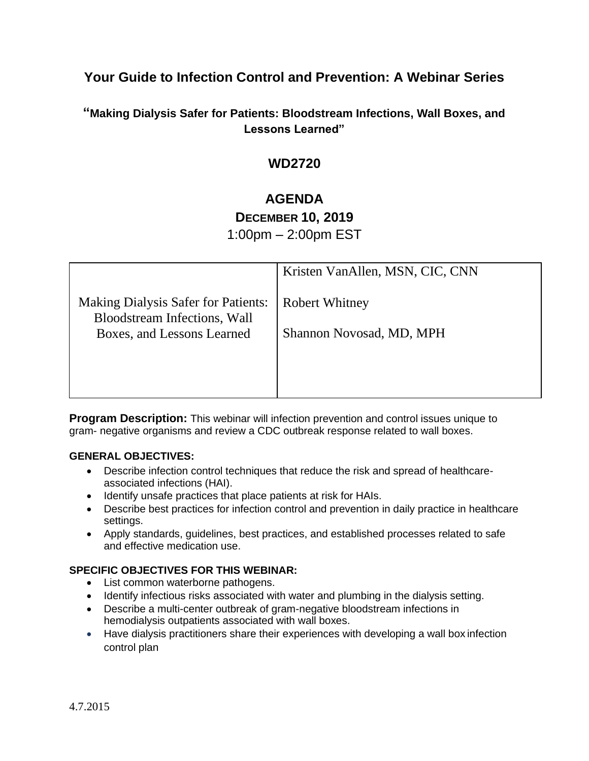# Your Guide to Infection Control and Prevention: A Webinar Series

## "Making Dialysis Safer for Patients: Bloodstream Infections, Wall Boxes, and Lessons Learned"

## WD2720

## AGENDA

### DECEMBER 10, 2019

1:00pm – 2:00pm EST

| | |
|---|---|
| Making Dialysis Safer for Patients: Bloodstream Infections, Wall Boxes, and Lessons Learned | Kristen VanAllen, MSN, CIC, CNN<br><br>Robert Whitney<br><br>Shannon Novosad, MD, MPH |

**Program Description:** This webinar will infection prevention and control issues unique to gram- negative organisms and review a CDC outbreak response related to wall boxes.

**GENERAL OBJECTIVES:**

- Describe infection control techniques that reduce the risk and spread of healthcare-associated infections (HAI).
- Identify unsafe practices that place patients at risk for HAIs.
- Describe best practices for infection control and prevention in daily practice in healthcare settings.
- Apply standards, guidelines, best practices, and established processes related to safe and effective medication use.

**SPECIFIC OBJECTIVES FOR THIS WEBINAR:**

- List common waterborne pathogens.
- Identify infectious risks associated with water and plumbing in the dialysis setting.
- Describe a multi-center outbreak of gram-negative bloodstream infections in hemodialysis outpatients associated with wall boxes.
- Have dialysis practitioners share their experiences with developing a wall box infection control plan

4.7.2015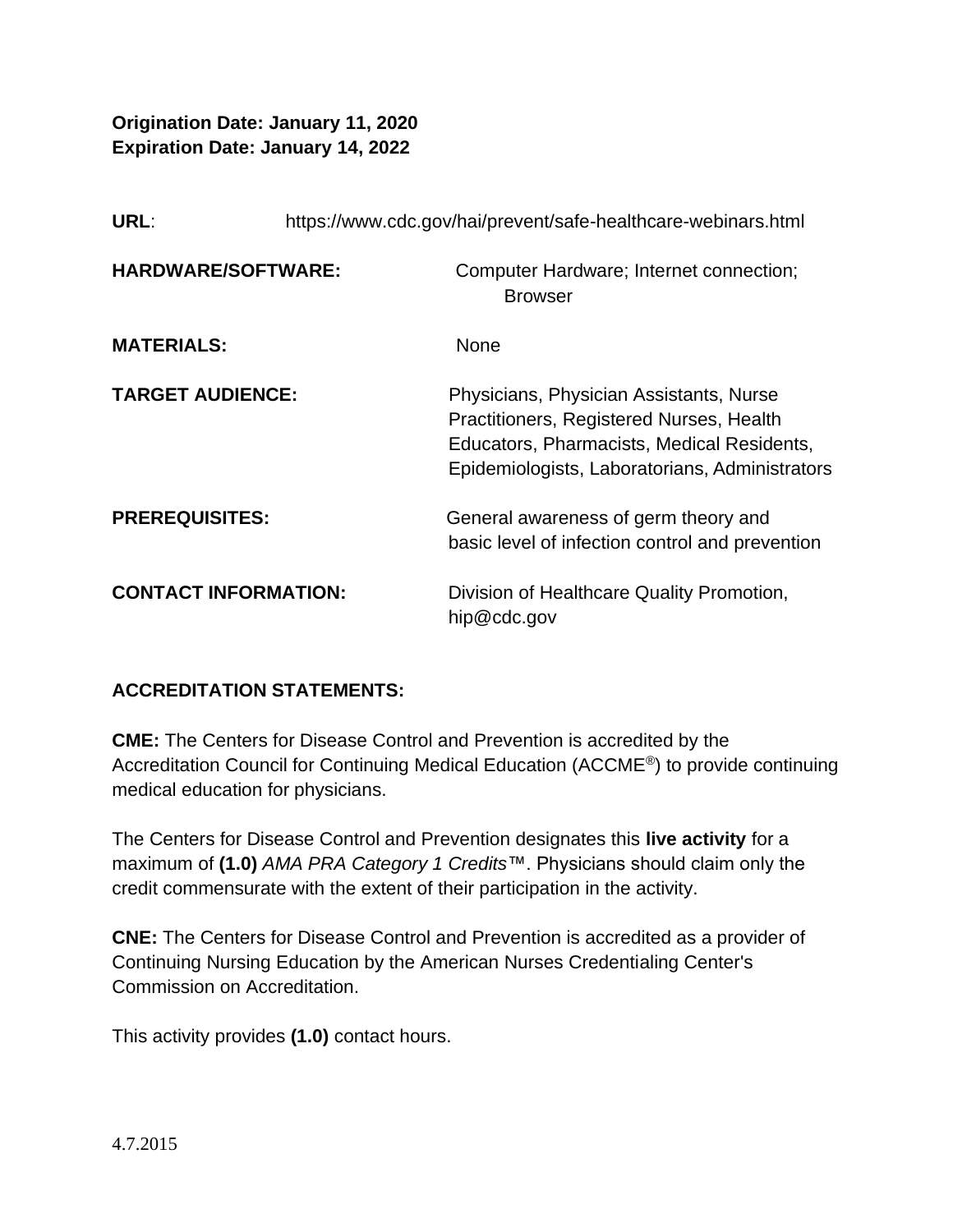**Origination Date: January 11, 2020**
**Expiration Date: January 14, 2022**

**URL**: https://www.cdc.gov/hai/prevent/safe-healthcare-webinars.html

**HARDWARE/SOFTWARE:** Computer Hardware; Internet connection; Browser

**MATERIALS:** None

**TARGET AUDIENCE:** Physicians, Physician Assistants, Nurse Practitioners, Registered Nurses, Health Educators, Pharmacists, Medical Residents, Epidemiologists, Laboratorians, Administrators

**PREREQUISITES:** General awareness of germ theory and basic level of infection control and prevention

**CONTACT INFORMATION:** Division of Healthcare Quality Promotion, hip@cdc.gov

**ACCREDITATION STATEMENTS:**

**CME:** The Centers for Disease Control and Prevention is accredited by the Accreditation Council for Continuing Medical Education (ACCME®) to provide continuing medical education for physicians.

The Centers for Disease Control and Prevention designates this **live activity** for a maximum of **(1.0)** *AMA PRA Category 1 Credits*™. Physicians should claim only the credit commensurate with the extent of their participation in the activity.

**CNE:** The Centers for Disease Control and Prevention is accredited as a provider of Continuing Nursing Education by the American Nurses Credentialing Center's Commission on Accreditation.

This activity provides **(1.0)** contact hours.

4.7.2015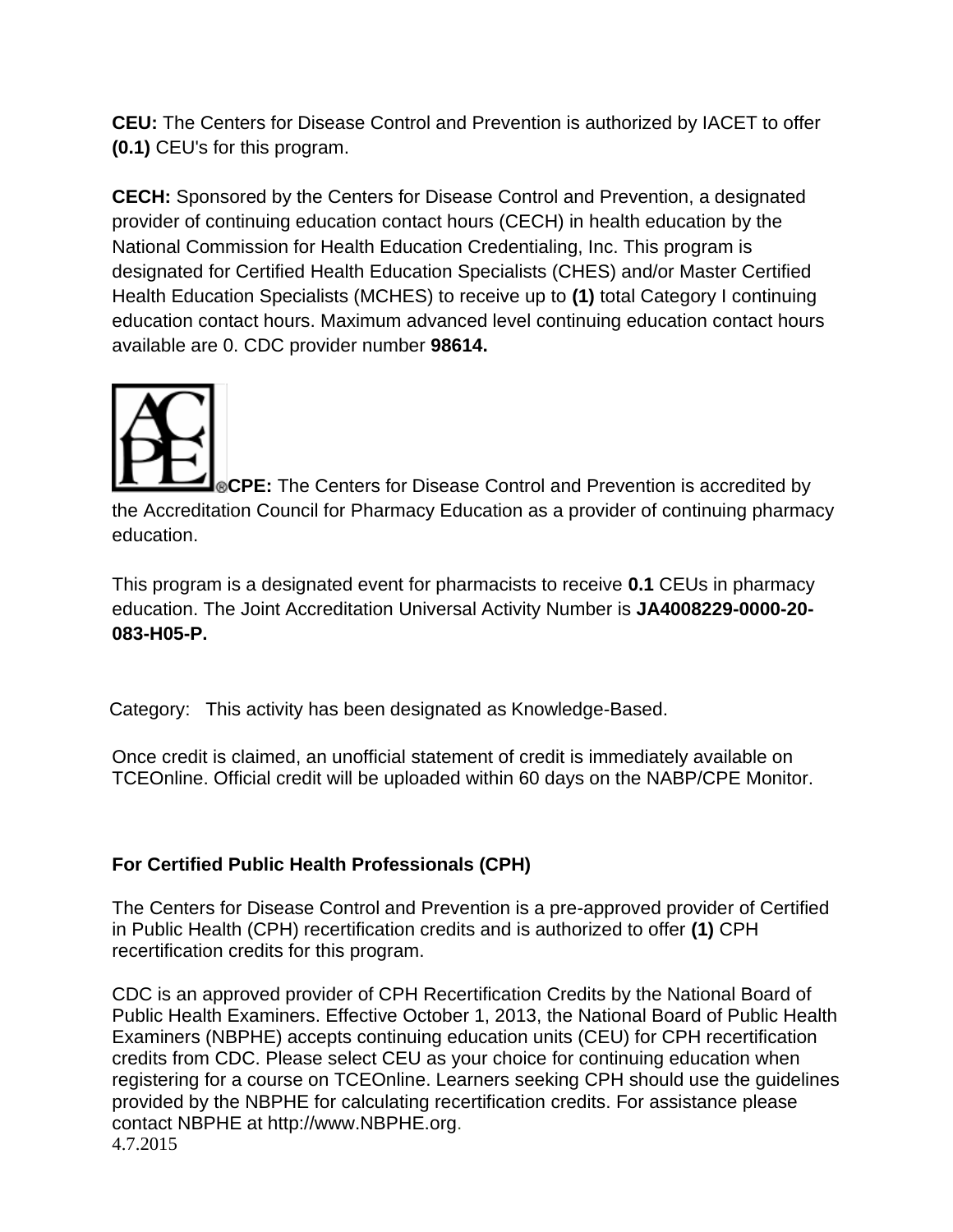**CEU:** The Centers for Disease Control and Prevention is authorized by IACET to offer **(0.1)** CEU's for this program.

**CECH:** Sponsored by the Centers for Disease Control and Prevention, a designated provider of continuing education contact hours (CECH) in health education by the National Commission for Health Education Credentialing, Inc. This program is designated for Certified Health Education Specialists (CHES) and/or Master Certified Health Education Specialists (MCHES) to receive up to **(1)** total Category I continuing education contact hours. Maximum advanced level continuing education contact hours available are 0. CDC provider number **98614.**

**CPE:** The Centers for Disease Control and Prevention is accredited by the Accreditation Council for Pharmacy Education as a provider of continuing pharmacy education.

This program is a designated event for pharmacists to receive **0.1** CEUs in pharmacy education. The Joint Accreditation Universal Activity Number is **JA4008229-0000-20-083-H05-P.**

Category: This activity has been designated as Knowledge-Based.

Once credit is claimed, an unofficial statement of credit is immediately available on TCEOnline. Official credit will be uploaded within 60 days on the NABP/CPE Monitor.

**For Certified Public Health Professionals (CPH)**

The Centers for Disease Control and Prevention is a pre-approved provider of Certified in Public Health (CPH) recertification credits and is authorized to offer **(1)** CPH recertification credits for this program.

CDC is an approved provider of CPH Recertification Credits by the National Board of Public Health Examiners. Effective October 1, 2013, the National Board of Public Health Examiners (NBPHE) accepts continuing education units (CEU) for CPH recertification credits from CDC. Please select CEU as your choice for continuing education when registering for a course on TCEOnline. Learners seeking CPH should use the guidelines provided by the NBPHE for calculating recertification credits. For assistance please contact NBPHE at http://www.NBPHE.org.

4.7.2015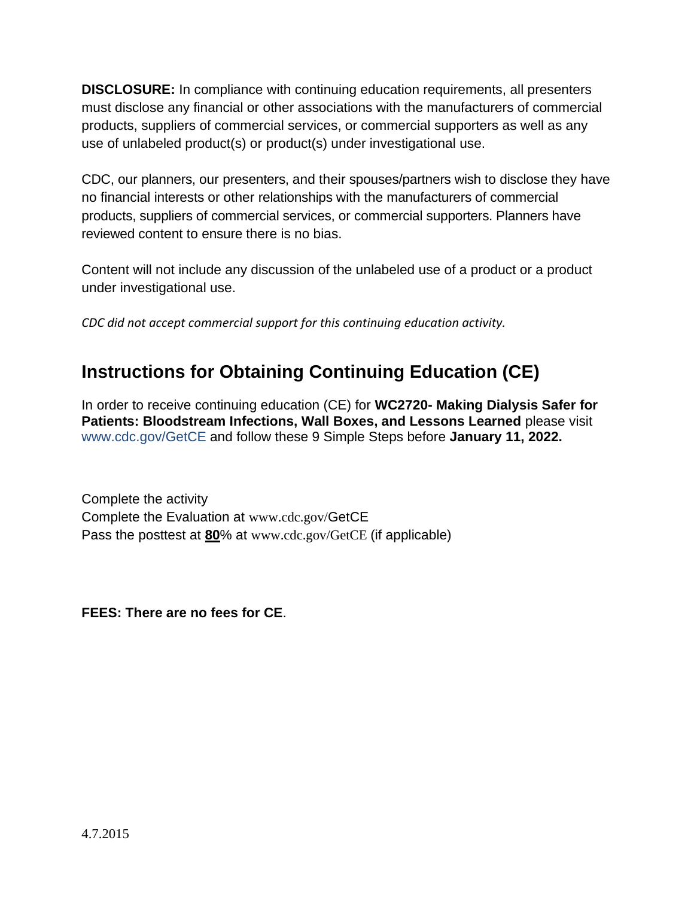**DISCLOSURE:** In compliance with continuing education requirements, all presenters must disclose any financial or other associations with the manufacturers of commercial products, suppliers of commercial services, or commercial supporters as well as any use of unlabeled product(s) or product(s) under investigational use.

CDC, our planners, our presenters, and their spouses/partners wish to disclose they have no financial interests or other relationships with the manufacturers of commercial products, suppliers of commercial services, or commercial supporters. Planners have reviewed content to ensure there is no bias.

Content will not include any discussion of the unlabeled use of a product or a product under investigational use.

*CDC did not accept commercial support for this continuing education activity.*

## Instructions for Obtaining Continuing Education (CE)

In order to receive continuing education (CE) for **WC2720- Making Dialysis Safer for Patients: Bloodstream Infections, Wall Boxes, and Lessons Learned** please visit www.cdc.gov/GetCE and follow these 9 Simple Steps before **January 11, 2022.**

Complete the activity
Complete the Evaluation at www.cdc.gov/GetCE
Pass the posttest at **80**% at www.cdc.gov/GetCE (if applicable)

**FEES: There are no fees for CE**.

4.7.2015